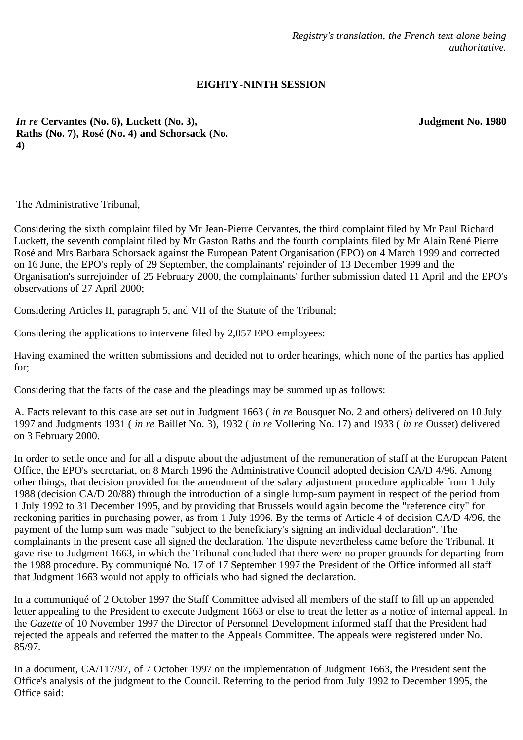*Registry's translation, the French text alone being authoritative.*

**EIGHTY-NINTH SESSION**

***In re*** **Cervantes (No. 6), Luckett (No. 3), Raths (No. 7), Rosé (No. 4) and Schorsack (No. 4)**

**Judgment No. 1980**

The Administrative Tribunal,

Considering the sixth complaint filed by Mr Jean-Pierre Cervantes, the third complaint filed by Mr Paul Richard Luckett, the seventh complaint filed by Mr Gaston Raths and the fourth complaints filed by Mr Alain René Pierre Rosé and Mrs Barbara Schorsack against the European Patent Organisation (EPO) on 4 March 1999 and corrected on 16 June, the EPO's reply of 29 September, the complainants' rejoinder of 13 December 1999 and the Organisation's surrejoinder of 25 February 2000, the complainants' further submission dated 11 April and the EPO's observations of 27 April 2000;

Considering Articles II, paragraph 5, and VII of the Statute of the Tribunal;

Considering the applications to intervene filed by 2,057 EPO employees:

Having examined the written submissions and decided not to order hearings, which none of the parties has applied for;

Considering that the facts of the case and the pleadings may be summed up as follows:

A. Facts relevant to this case are set out in Judgment 1663 ( *in re* Bousquet No. 2 and others) delivered on 10 July 1997 and Judgments 1931 ( *in re* Baillet No. 3), 1932 ( *in re* Vollering No. 17) and 1933 ( *in re* Ousset) delivered on 3 February 2000.

In order to settle once and for all a dispute about the adjustment of the remuneration of staff at the European Patent Office, the EPO's secretariat, on 8 March 1996 the Administrative Council adopted decision CA/D 4/96. Among other things, that decision provided for the amendment of the salary adjustment procedure applicable from 1 July 1988 (decision CA/D 20/88) through the introduction of a single lump-sum payment in respect of the period from 1 July 1992 to 31 December 1995, and by providing that Brussels would again become the "reference city" for reckoning parities in purchasing power, as from 1 July 1996. By the terms of Article 4 of decision CA/D 4/96, the payment of the lump sum was made "subject to the beneficiary's signing an individual declaration". The complainants in the present case all signed the declaration. The dispute nevertheless came before the Tribunal. It gave rise to Judgment 1663, in which the Tribunal concluded that there were no proper grounds for departing from the 1988 procedure. By communiqué No. 17 of 17 September 1997 the President of the Office informed all staff that Judgment 1663 would not apply to officials who had signed the declaration.

In a communiqué of 2 October 1997 the Staff Committee advised all members of the staff to fill up an appended letter appealing to the President to execute Judgment 1663 or else to treat the letter as a notice of internal appeal. In the *Gazette* of 10 November 1997 the Director of Personnel Development informed staff that the President had rejected the appeals and referred the matter to the Appeals Committee. The appeals were registered under No. 85/97.

In a document, CA/117/97, of 7 October 1997 on the implementation of Judgment 1663, the President sent the Office's analysis of the judgment to the Council. Referring to the period from July 1992 to December 1995, the Office said: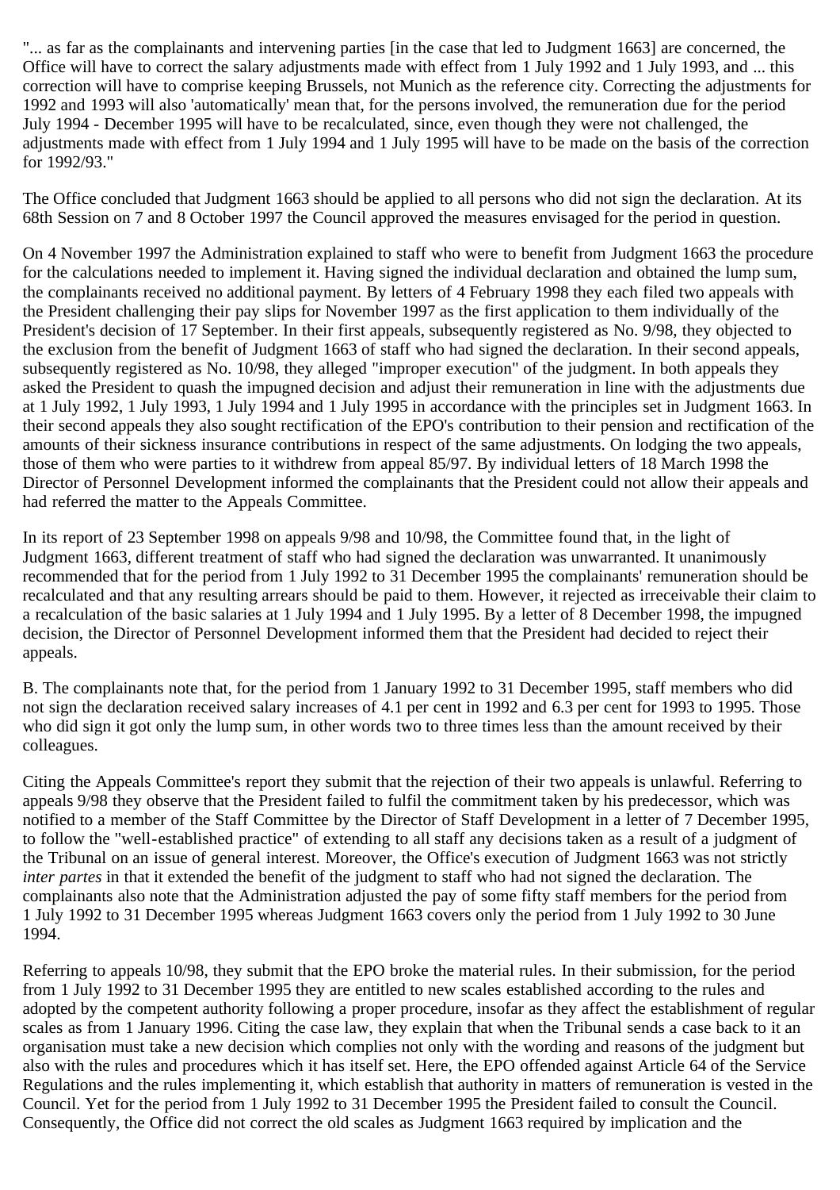"... as far as the complainants and intervening parties [in the case that led to Judgment 1663] are concerned, the Office will have to correct the salary adjustments made with effect from 1 July 1992 and 1 July 1993, and ... this correction will have to comprise keeping Brussels, not Munich as the reference city. Correcting the adjustments for 1992 and 1993 will also 'automatically' mean that, for the persons involved, the remuneration due for the period July 1994 - December 1995 will have to be recalculated, since, even though they were not challenged, the adjustments made with effect from 1 July 1994 and 1 July 1995 will have to be made on the basis of the correction for 1992/93."

The Office concluded that Judgment 1663 should be applied to all persons who did not sign the declaration. At its 68th Session on 7 and 8 October 1997 the Council approved the measures envisaged for the period in question.

On 4 November 1997 the Administration explained to staff who were to benefit from Judgment 1663 the procedure for the calculations needed to implement it. Having signed the individual declaration and obtained the lump sum, the complainants received no additional payment. By letters of 4 February 1998 they each filed two appeals with the President challenging their pay slips for November 1997 as the first application to them individually of the President's decision of 17 September. In their first appeals, subsequently registered as No. 9/98, they objected to the exclusion from the benefit of Judgment 1663 of staff who had signed the declaration. In their second appeals, subsequently registered as No. 10/98, they alleged "improper execution" of the judgment. In both appeals they asked the President to quash the impugned decision and adjust their remuneration in line with the adjustments due at 1 July 1992, 1 July 1993, 1 July 1994 and 1 July 1995 in accordance with the principles set in Judgment 1663. In their second appeals they also sought rectification of the EPO's contribution to their pension and rectification of the amounts of their sickness insurance contributions in respect of the same adjustments. On lodging the two appeals, those of them who were parties to it withdrew from appeal 85/97. By individual letters of 18 March 1998 the Director of Personnel Development informed the complainants that the President could not allow their appeals and had referred the matter to the Appeals Committee.

In its report of 23 September 1998 on appeals 9/98 and 10/98, the Committee found that, in the light of Judgment 1663, different treatment of staff who had signed the declaration was unwarranted. It unanimously recommended that for the period from 1 July 1992 to 31 December 1995 the complainants' remuneration should be recalculated and that any resulting arrears should be paid to them. However, it rejected as irreceivable their claim to a recalculation of the basic salaries at 1 July 1994 and 1 July 1995. By a letter of 8 December 1998, the impugned decision, the Director of Personnel Development informed them that the President had decided to reject their appeals.

B. The complainants note that, for the period from 1 January 1992 to 31 December 1995, staff members who did not sign the declaration received salary increases of 4.1 per cent in 1992 and 6.3 per cent for 1993 to 1995. Those who did sign it got only the lump sum, in other words two to three times less than the amount received by their colleagues.

Citing the Appeals Committee's report they submit that the rejection of their two appeals is unlawful. Referring to appeals 9/98 they observe that the President failed to fulfil the commitment taken by his predecessor, which was notified to a member of the Staff Committee by the Director of Staff Development in a letter of 7 December 1995, to follow the "well-established practice" of extending to all staff any decisions taken as a result of a judgment of the Tribunal on an issue of general interest. Moreover, the Office's execution of Judgment 1663 was not strictly *inter partes* in that it extended the benefit of the judgment to staff who had not signed the declaration. The complainants also note that the Administration adjusted the pay of some fifty staff members for the period from 1 July 1992 to 31 December 1995 whereas Judgment 1663 covers only the period from 1 July 1992 to 30 June 1994.

Referring to appeals 10/98, they submit that the EPO broke the material rules. In their submission, for the period from 1 July 1992 to 31 December 1995 they are entitled to new scales established according to the rules and adopted by the competent authority following a proper procedure, insofar as they affect the establishment of regular scales as from 1 January 1996. Citing the case law, they explain that when the Tribunal sends a case back to it an organisation must take a new decision which complies not only with the wording and reasons of the judgment but also with the rules and procedures which it has itself set. Here, the EPO offended against Article 64 of the Service Regulations and the rules implementing it, which establish that authority in matters of remuneration is vested in the Council. Yet for the period from 1 July 1992 to 31 December 1995 the President failed to consult the Council. Consequently, the Office did not correct the old scales as Judgment 1663 required by implication and the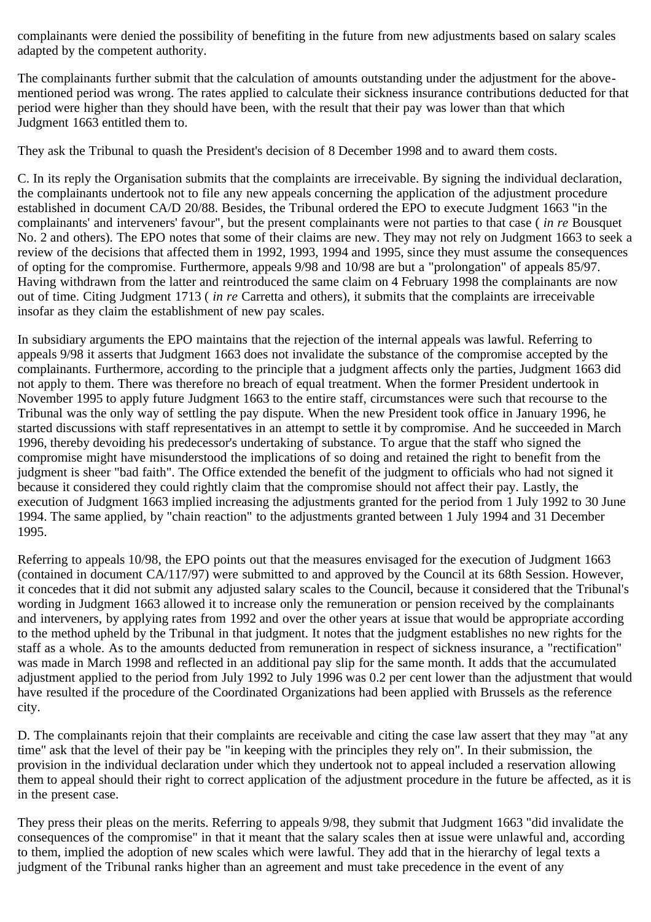complainants were denied the possibility of benefiting in the future from new adjustments based on salary scales adapted by the competent authority.

The complainants further submit that the calculation of amounts outstanding under the adjustment for the above-mentioned period was wrong. The rates applied to calculate their sickness insurance contributions deducted for that period were higher than they should have been, with the result that their pay was lower than that which Judgment 1663 entitled them to.

They ask the Tribunal to quash the President's decision of 8 December 1998 and to award them costs.

C. In its reply the Organisation submits that the complaints are irreceivable. By signing the individual declaration, the complainants undertook not to file any new appeals concerning the application of the adjustment procedure established in document CA/D 20/88. Besides, the Tribunal ordered the EPO to execute Judgment 1663 "in the complainants' and interveners' favour", but the present complainants were not parties to that case ( *in re* Bousquet No. 2 and others). The EPO notes that some of their claims are new. They may not rely on Judgment 1663 to seek a review of the decisions that affected them in 1992, 1993, 1994 and 1995, since they must assume the consequences of opting for the compromise. Furthermore, appeals 9/98 and 10/98 are but a "prolongation" of appeals 85/97. Having withdrawn from the latter and reintroduced the same claim on 4 February 1998 the complainants are now out of time. Citing Judgment 1713 ( *in re* Carretta and others), it submits that the complaints are irreceivable insofar as they claim the establishment of new pay scales.

In subsidiary arguments the EPO maintains that the rejection of the internal appeals was lawful. Referring to appeals 9/98 it asserts that Judgment 1663 does not invalidate the substance of the compromise accepted by the complainants. Furthermore, according to the principle that a judgment affects only the parties, Judgment 1663 did not apply to them. There was therefore no breach of equal treatment. When the former President undertook in November 1995 to apply future Judgment 1663 to the entire staff, circumstances were such that recourse to the Tribunal was the only way of settling the pay dispute. When the new President took office in January 1996, he started discussions with staff representatives in an attempt to settle it by compromise. And he succeeded in March 1996, thereby devoiding his predecessor's undertaking of substance. To argue that the staff who signed the compromise might have misunderstood the implications of so doing and retained the right to benefit from the judgment is sheer "bad faith". The Office extended the benefit of the judgment to officials who had not signed it because it considered they could rightly claim that the compromise should not affect their pay. Lastly, the execution of Judgment 1663 implied increasing the adjustments granted for the period from 1 July 1992 to 30 June 1994. The same applied, by "chain reaction" to the adjustments granted between 1 July 1994 and 31 December 1995.

Referring to appeals 10/98, the EPO points out that the measures envisaged for the execution of Judgment 1663 (contained in document CA/117/97) were submitted to and approved by the Council at its 68th Session. However, it concedes that it did not submit any adjusted salary scales to the Council, because it considered that the Tribunal's wording in Judgment 1663 allowed it to increase only the remuneration or pension received by the complainants and interveners, by applying rates from 1992 and over the other years at issue that would be appropriate according to the method upheld by the Tribunal in that judgment. It notes that the judgment establishes no new rights for the staff as a whole. As to the amounts deducted from remuneration in respect of sickness insurance, a "rectification" was made in March 1998 and reflected in an additional pay slip for the same month. It adds that the accumulated adjustment applied to the period from July 1992 to July 1996 was 0.2 per cent lower than the adjustment that would have resulted if the procedure of the Coordinated Organizations had been applied with Brussels as the reference city.

D. The complainants rejoin that their complaints are receivable and citing the case law assert that they may "at any time" ask that the level of their pay be "in keeping with the principles they rely on". In their submission, the provision in the individual declaration under which they undertook not to appeal included a reservation allowing them to appeal should their right to correct application of the adjustment procedure in the future be affected, as it is in the present case.

They press their pleas on the merits. Referring to appeals 9/98, they submit that Judgment 1663 "did invalidate the consequences of the compromise" in that it meant that the salary scales then at issue were unlawful and, according to them, implied the adoption of new scales which were lawful. They add that in the hierarchy of legal texts a judgment of the Tribunal ranks higher than an agreement and must take precedence in the event of any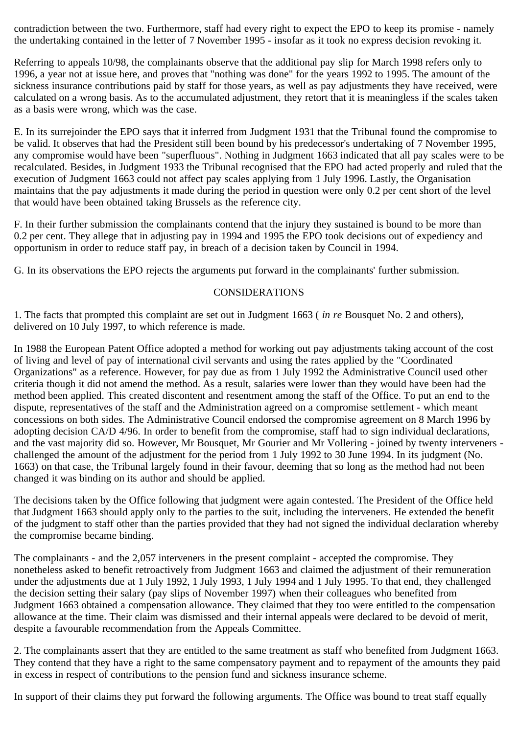contradiction between the two. Furthermore, staff had every right to expect the EPO to keep its promise - namely the undertaking contained in the letter of 7 November 1995 - insofar as it took no express decision revoking it.

Referring to appeals 10/98, the complainants observe that the additional pay slip for March 1998 refers only to 1996, a year not at issue here, and proves that "nothing was done" for the years 1992 to 1995. The amount of the sickness insurance contributions paid by staff for those years, as well as pay adjustments they have received, were calculated on a wrong basis. As to the accumulated adjustment, they retort that it is meaningless if the scales taken as a basis were wrong, which was the case.

E. In its surrejoinder the EPO says that it inferred from Judgment 1931 that the Tribunal found the compromise to be valid. It observes that had the President still been bound by his predecessor's undertaking of 7 November 1995, any compromise would have been "superfluous". Nothing in Judgment 1663 indicated that all pay scales were to be recalculated. Besides, in Judgment 1933 the Tribunal recognised that the EPO had acted properly and ruled that the execution of Judgment 1663 could not affect pay scales applying from 1 July 1996. Lastly, the Organisation maintains that the pay adjustments it made during the period in question were only 0.2 per cent short of the level that would have been obtained taking Brussels as the reference city.

F. In their further submission the complainants contend that the injury they sustained is bound to be more than 0.2 per cent. They allege that in adjusting pay in 1994 and 1995 the EPO took decisions out of expediency and opportunism in order to reduce staff pay, in breach of a decision taken by Council in 1994.

G. In its observations the EPO rejects the arguments put forward in the complainants' further submission.

## CONSIDERATIONS

1. The facts that prompted this complaint are set out in Judgment 1663 ( *in re* Bousquet No. 2 and others), delivered on 10 July 1997, to which reference is made.

In 1988 the European Patent Office adopted a method for working out pay adjustments taking account of the cost of living and level of pay of international civil servants and using the rates applied by the "Coordinated Organizations" as a reference. However, for pay due as from 1 July 1992 the Administrative Council used other criteria though it did not amend the method. As a result, salaries were lower than they would have been had the method been applied. This created discontent and resentment among the staff of the Office. To put an end to the dispute, representatives of the staff and the Administration agreed on a compromise settlement - which meant concessions on both sides. The Administrative Council endorsed the compromise agreement on 8 March 1996 by adopting decision CA/D 4/96. In order to benefit from the compromise, staff had to sign individual declarations, and the vast majority did so. However, Mr Bousquet, Mr Gourier and Mr Vollering - joined by twenty interveners - challenged the amount of the adjustment for the period from 1 July 1992 to 30 June 1994. In its judgment (No. 1663) on that case, the Tribunal largely found in their favour, deeming that so long as the method had not been changed it was binding on its author and should be applied.

The decisions taken by the Office following that judgment were again contested. The President of the Office held that Judgment 1663 should apply only to the parties to the suit, including the interveners. He extended the benefit of the judgment to staff other than the parties provided that they had not signed the individual declaration whereby the compromise became binding.

The complainants - and the 2,057 interveners in the present complaint - accepted the compromise. They nonetheless asked to benefit retroactively from Judgment 1663 and claimed the adjustment of their remuneration under the adjustments due at 1 July 1992, 1 July 1993, 1 July 1994 and 1 July 1995. To that end, they challenged the decision setting their salary (pay slips of November 1997) when their colleagues who benefited from Judgment 1663 obtained a compensation allowance. They claimed that they too were entitled to the compensation allowance at the time. Their claim was dismissed and their internal appeals were declared to be devoid of merit, despite a favourable recommendation from the Appeals Committee.

2. The complainants assert that they are entitled to the same treatment as staff who benefited from Judgment 1663. They contend that they have a right to the same compensatory payment and to repayment of the amounts they paid in excess in respect of contributions to the pension fund and sickness insurance scheme.

In support of their claims they put forward the following arguments. The Office was bound to treat staff equally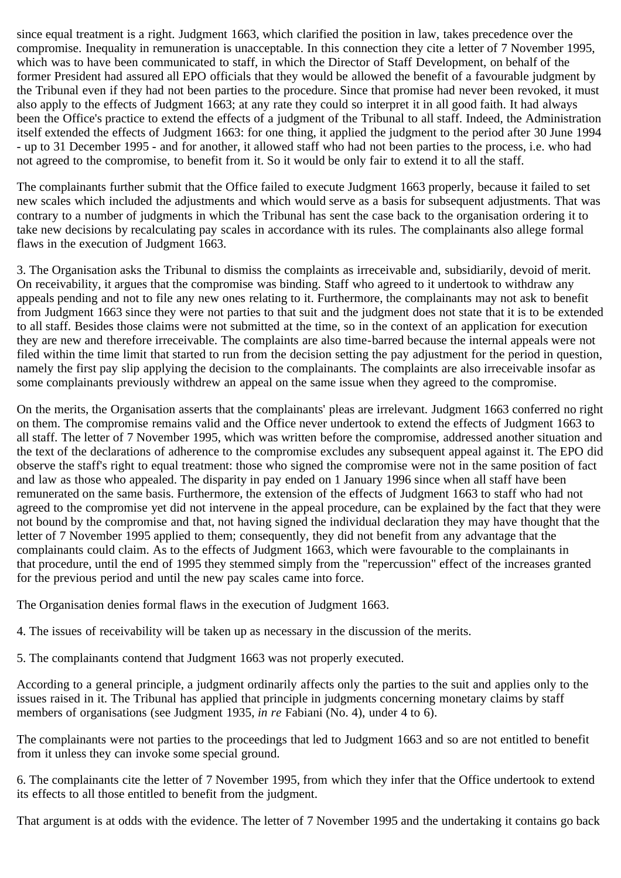since equal treatment is a right. Judgment 1663, which clarified the position in law, takes precedence over the compromise. Inequality in remuneration is unacceptable. In this connection they cite a letter of 7 November 1995, which was to have been communicated to staff, in which the Director of Staff Development, on behalf of the former President had assured all EPO officials that they would be allowed the benefit of a favourable judgment by the Tribunal even if they had not been parties to the procedure. Since that promise had never been revoked, it must also apply to the effects of Judgment 1663; at any rate they could so interpret it in all good faith. It had always been the Office's practice to extend the effects of a judgment of the Tribunal to all staff. Indeed, the Administration itself extended the effects of Judgment 1663: for one thing, it applied the judgment to the period after 30 June 1994 - up to 31 December 1995 - and for another, it allowed staff who had not been parties to the process, i.e. who had not agreed to the compromise, to benefit from it. So it would be only fair to extend it to all the staff.

The complainants further submit that the Office failed to execute Judgment 1663 properly, because it failed to set new scales which included the adjustments and which would serve as a basis for subsequent adjustments. That was contrary to a number of judgments in which the Tribunal has sent the case back to the organisation ordering it to take new decisions by recalculating pay scales in accordance with its rules. The complainants also allege formal flaws in the execution of Judgment 1663.

3. The Organisation asks the Tribunal to dismiss the complaints as irreceivable and, subsidiarily, devoid of merit. On receivability, it argues that the compromise was binding. Staff who agreed to it undertook to withdraw any appeals pending and not to file any new ones relating to it. Furthermore, the complainants may not ask to benefit from Judgment 1663 since they were not parties to that suit and the judgment does not state that it is to be extended to all staff. Besides those claims were not submitted at the time, so in the context of an application for execution they are new and therefore irreceivable. The complaints are also time-barred because the internal appeals were not filed within the time limit that started to run from the decision setting the pay adjustment for the period in question, namely the first pay slip applying the decision to the complainants. The complaints are also irreceivable insofar as some complainants previously withdrew an appeal on the same issue when they agreed to the compromise.

On the merits, the Organisation asserts that the complainants' pleas are irrelevant. Judgment 1663 conferred no right on them. The compromise remains valid and the Office never undertook to extend the effects of Judgment 1663 to all staff. The letter of 7 November 1995, which was written before the compromise, addressed another situation and the text of the declarations of adherence to the compromise excludes any subsequent appeal against it. The EPO did observe the staff's right to equal treatment: those who signed the compromise were not in the same position of fact and law as those who appealed. The disparity in pay ended on 1 January 1996 since when all staff have been remunerated on the same basis. Furthermore, the extension of the effects of Judgment 1663 to staff who had not agreed to the compromise yet did not intervene in the appeal procedure, can be explained by the fact that they were not bound by the compromise and that, not having signed the individual declaration they may have thought that the letter of 7 November 1995 applied to them; consequently, they did not benefit from any advantage that the complainants could claim. As to the effects of Judgment 1663, which were favourable to the complainants in that procedure, until the end of 1995 they stemmed simply from the "repercussion" effect of the increases granted for the previous period and until the new pay scales came into force.

The Organisation denies formal flaws in the execution of Judgment 1663.

4. The issues of receivability will be taken up as necessary in the discussion of the merits.

5. The complainants contend that Judgment 1663 was not properly executed.

According to a general principle, a judgment ordinarily affects only the parties to the suit and applies only to the issues raised in it. The Tribunal has applied that principle in judgments concerning monetary claims by staff members of organisations (see Judgment 1935, *in re* Fabiani (No. 4), under 4 to 6).

The complainants were not parties to the proceedings that led to Judgment 1663 and so are not entitled to benefit from it unless they can invoke some special ground.

6. The complainants cite the letter of 7 November 1995, from which they infer that the Office undertook to extend its effects to all those entitled to benefit from the judgment.

That argument is at odds with the evidence. The letter of 7 November 1995 and the undertaking it contains go back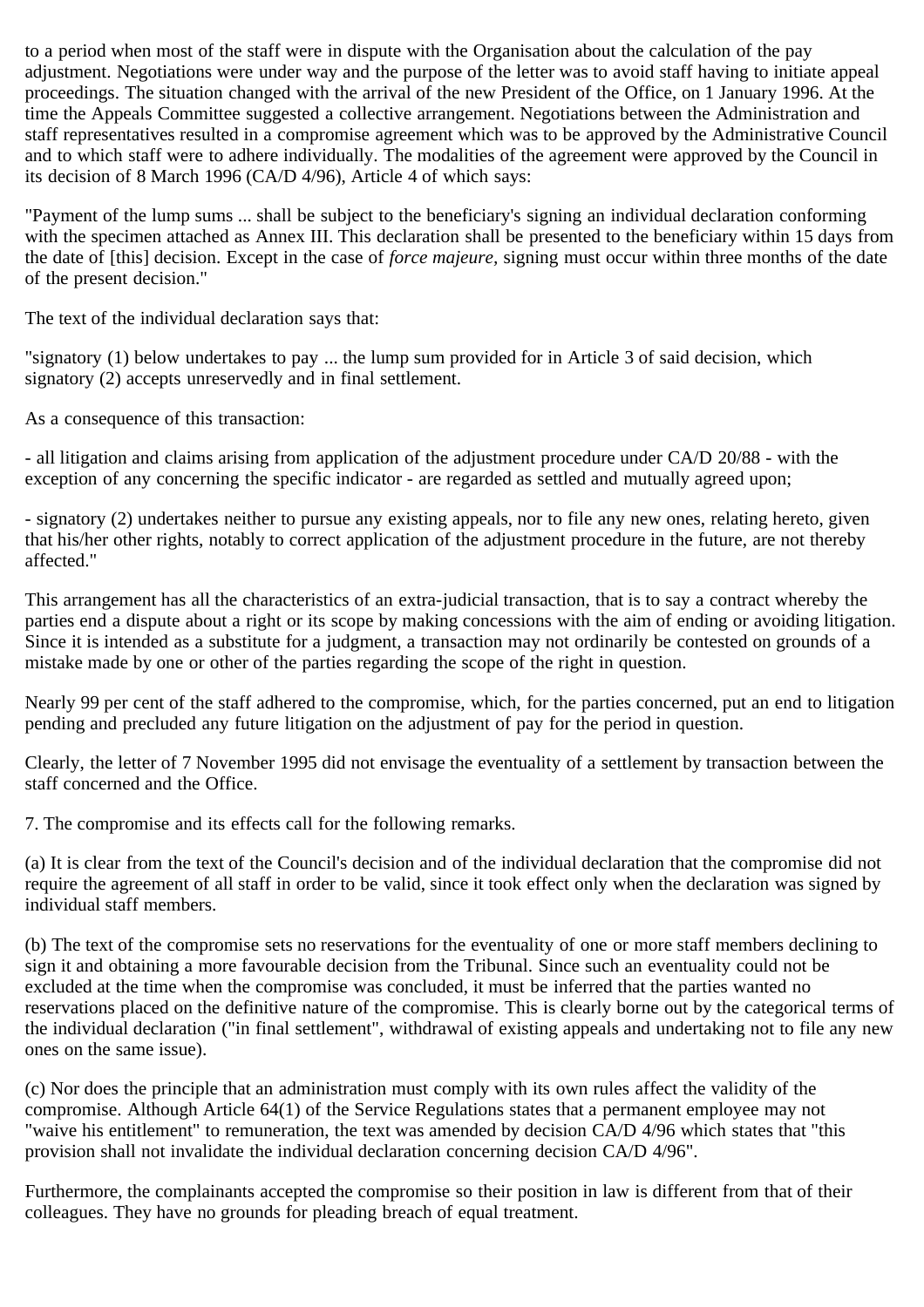to a period when most of the staff were in dispute with the Organisation about the calculation of the pay adjustment. Negotiations were under way and the purpose of the letter was to avoid staff having to initiate appeal proceedings. The situation changed with the arrival of the new President of the Office, on 1 January 1996. At the time the Appeals Committee suggested a collective arrangement. Negotiations between the Administration and staff representatives resulted in a compromise agreement which was to be approved by the Administrative Council and to which staff were to adhere individually. The modalities of the agreement were approved by the Council in its decision of 8 March 1996 (CA/D 4/96), Article 4 of which says:

"Payment of the lump sums ... shall be subject to the beneficiary's signing an individual declaration conforming with the specimen attached as Annex III. This declaration shall be presented to the beneficiary within 15 days from the date of [this] decision. Except in the case of *force majeure*, signing must occur within three months of the date of the present decision."

The text of the individual declaration says that:

"signatory (1) below undertakes to pay ... the lump sum provided for in Article 3 of said decision, which signatory (2) accepts unreservedly and in final settlement.

As a consequence of this transaction:

- all litigation and claims arising from application of the adjustment procedure under CA/D 20/88 - with the exception of any concerning the specific indicator - are regarded as settled and mutually agreed upon;

- signatory (2) undertakes neither to pursue any existing appeals, nor to file any new ones, relating hereto, given that his/her other rights, notably to correct application of the adjustment procedure in the future, are not thereby affected."

This arrangement has all the characteristics of an extra-judicial transaction, that is to say a contract whereby the parties end a dispute about a right or its scope by making concessions with the aim of ending or avoiding litigation. Since it is intended as a substitute for a judgment, a transaction may not ordinarily be contested on grounds of a mistake made by one or other of the parties regarding the scope of the right in question.

Nearly 99 per cent of the staff adhered to the compromise, which, for the parties concerned, put an end to litigation pending and precluded any future litigation on the adjustment of pay for the period in question.

Clearly, the letter of 7 November 1995 did not envisage the eventuality of a settlement by transaction between the staff concerned and the Office.

7. The compromise and its effects call for the following remarks.

(a) It is clear from the text of the Council's decision and of the individual declaration that the compromise did not require the agreement of all staff in order to be valid, since it took effect only when the declaration was signed by individual staff members.

(b) The text of the compromise sets no reservations for the eventuality of one or more staff members declining to sign it and obtaining a more favourable decision from the Tribunal. Since such an eventuality could not be excluded at the time when the compromise was concluded, it must be inferred that the parties wanted no reservations placed on the definitive nature of the compromise. This is clearly borne out by the categorical terms of the individual declaration ("in final settlement", withdrawal of existing appeals and undertaking not to file any new ones on the same issue).

(c) Nor does the principle that an administration must comply with its own rules affect the validity of the compromise. Although Article 64(1) of the Service Regulations states that a permanent employee may not "waive his entitlement" to remuneration, the text was amended by decision CA/D 4/96 which states that "this provision shall not invalidate the individual declaration concerning decision CA/D 4/96".

Furthermore, the complainants accepted the compromise so their position in law is different from that of their colleagues. They have no grounds for pleading breach of equal treatment.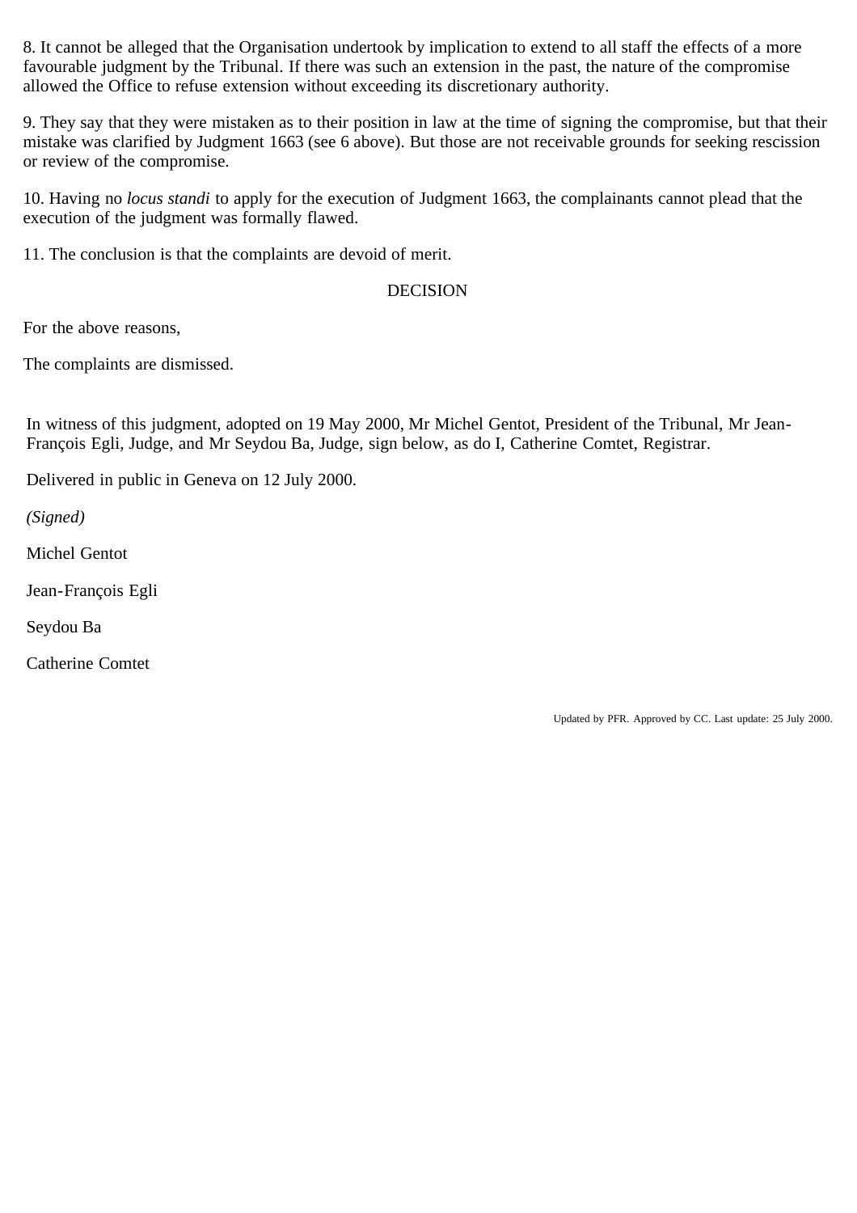8. It cannot be alleged that the Organisation undertook by implication to extend to all staff the effects of a more favourable judgment by the Tribunal. If there was such an extension in the past, the nature of the compromise allowed the Office to refuse extension without exceeding its discretionary authority.

9. They say that they were mistaken as to their position in law at the time of signing the compromise, but that their mistake was clarified by Judgment 1663 (see 6 above). But those are not receivable grounds for seeking rescission or review of the compromise.

10. Having no *locus standi* to apply for the execution of Judgment 1663, the complainants cannot plead that the execution of the judgment was formally flawed.

11. The conclusion is that the complaints are devoid of merit.

DECISION

For the above reasons,

The complaints are dismissed.

In witness of this judgment, adopted on 19 May 2000, Mr Michel Gentot, President of the Tribunal, Mr Jean-François Egli, Judge, and Mr Seydou Ba, Judge, sign below, as do I, Catherine Comtet, Registrar.

Delivered in public in Geneva on 12 July 2000.

*(Signed)*

Michel Gentot

Jean-François Egli

Seydou Ba

Catherine Comtet

Updated by PFR. Approved by CC. Last update: 25 July 2000.